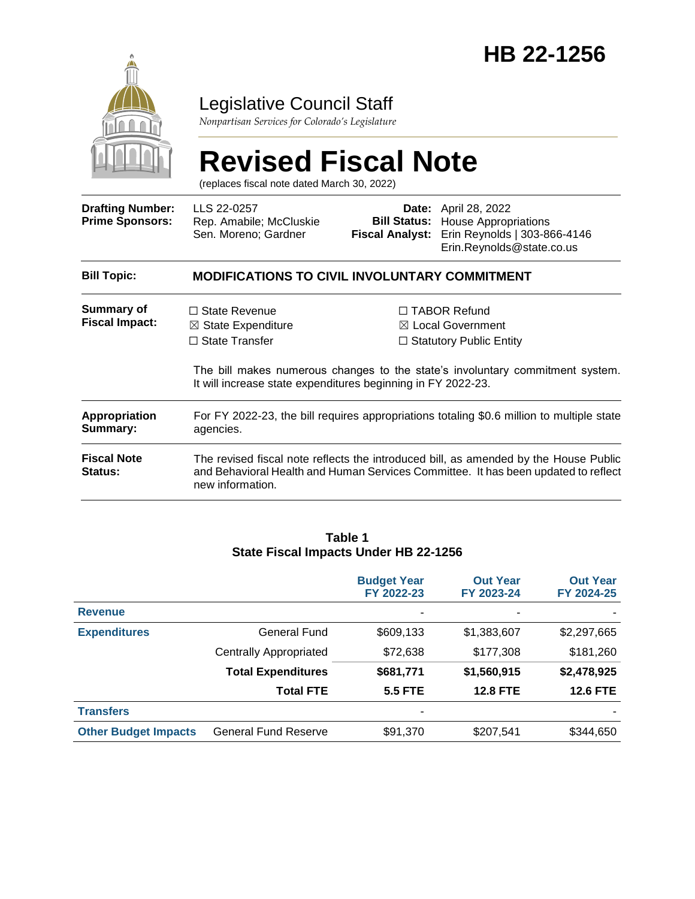# HB 22-1256

## Legislative Council Staff

*Nonpartisan Services for Colorado's Legislature*

# Revised Fiscal Note

(replaces fiscal note dated March 30, 2022)

| | | | |
|---|---|---|---|
| **Drafting Number:** | LLS 22-0257 | **Date:** | April 28, 2022 |
| **Prime Sponsors:** | Rep. Amabile; McCluskie<br>Sen. Moreno; Gardner | **Bill Status:** | House Appropriations |
| | | **Fiscal Analyst:** | Erin Reynolds \| 303-866-4146<br>Erin.Reynolds@state.co.us |

**Bill Topic:** **MODIFICATIONS TO CIVIL INVOLUNTARY COMMITMENT**

**Summary of Fiscal Impact:**

☐ State Revenue
☒ State Expenditure
☐ State Transfer
☐ TABOR Refund
☒ Local Government
☐ Statutory Public Entity

The bill makes numerous changes to the state's involuntary commitment system. It will increase state expenditures beginning in FY 2022-23.

**Appropriation Summary:** For FY 2022-23, the bill requires appropriations totaling $0.6 million to multiple state agencies.

**Fiscal Note Status:** The revised fiscal note reflects the introduced bill, as amended by the House Public and Behavioral Health and Human Services Committee. It has been updated to reflect new information.

**Table 1**
**State Fiscal Impacts Under HB 22-1256**

| | | Budget Year FY 2022-23 | Out Year FY 2023-24 | Out Year FY 2024-25 |
|---|---|---|---|---|
| **Revenue** | | - | - | - |
| **Expenditures** | General Fund | $609,133 | $1,383,607 | $2,297,665 |
| | Centrally Appropriated | $72,638 | $177,308 | $181,260 |
| | **Total Expenditures** | **$681,771** | **$1,560,915** | **$2,478,925** |
| | **Total FTE** | **5.5 FTE** | **12.8 FTE** | **12.6 FTE** |
| **Transfers** | | - | | - |
| **Other Budget Impacts** | General Fund Reserve | $91,370 | $207,541 | $344,650 |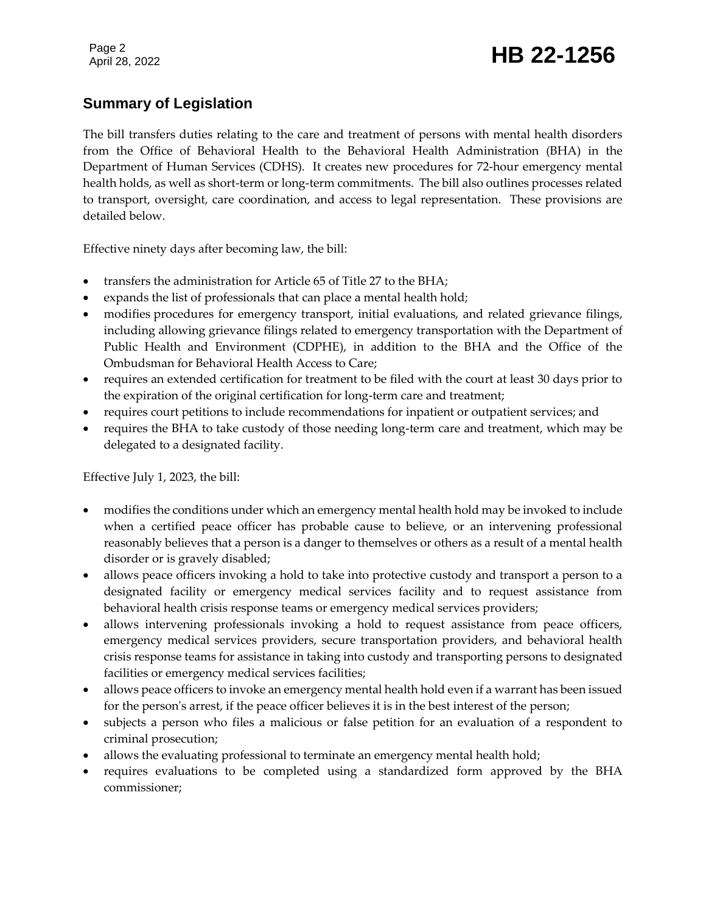## Summary of Legislation

The bill transfers duties relating to the care and treatment of persons with mental health disorders from the Office of Behavioral Health to the Behavioral Health Administration (BHA) in the Department of Human Services (CDHS). It creates new procedures for 72-hour emergency mental health holds, as well as short-term or long-term commitments. The bill also outlines processes related to transport, oversight, care coordination, and access to legal representation. These provisions are detailed below.

Effective ninety days after becoming law, the bill:

- transfers the administration for Article 65 of Title 27 to the BHA;
- expands the list of professionals that can place a mental health hold;
- modifies procedures for emergency transport, initial evaluations, and related grievance filings, including allowing grievance filings related to emergency transportation with the Department of Public Health and Environment (CDPHE), in addition to the BHA and the Office of the Ombudsman for Behavioral Health Access to Care;
- requires an extended certification for treatment to be filed with the court at least 30 days prior to the expiration of the original certification for long-term care and treatment;
- requires court petitions to include recommendations for inpatient or outpatient services; and
- requires the BHA to take custody of those needing long-term care and treatment, which may be delegated to a designated facility.

Effective July 1, 2023, the bill:

- modifies the conditions under which an emergency mental health hold may be invoked to include when a certified peace officer has probable cause to believe, or an intervening professional reasonably believes that a person is a danger to themselves or others as a result of a mental health disorder or is gravely disabled;
- allows peace officers invoking a hold to take into protective custody and transport a person to a designated facility or emergency medical services facility and to request assistance from behavioral health crisis response teams or emergency medical services providers;
- allows intervening professionals invoking a hold to request assistance from peace officers, emergency medical services providers, secure transportation providers, and behavioral health crisis response teams for assistance in taking into custody and transporting persons to designated facilities or emergency medical services facilities;
- allows peace officers to invoke an emergency mental health hold even if a warrant has been issued for the person's arrest, if the peace officer believes it is in the best interest of the person;
- subjects a person who files a malicious or false petition for an evaluation of a respondent to criminal prosecution;
- allows the evaluating professional to terminate an emergency mental health hold;
- requires evaluations to be completed using a standardized form approved by the BHA commissioner;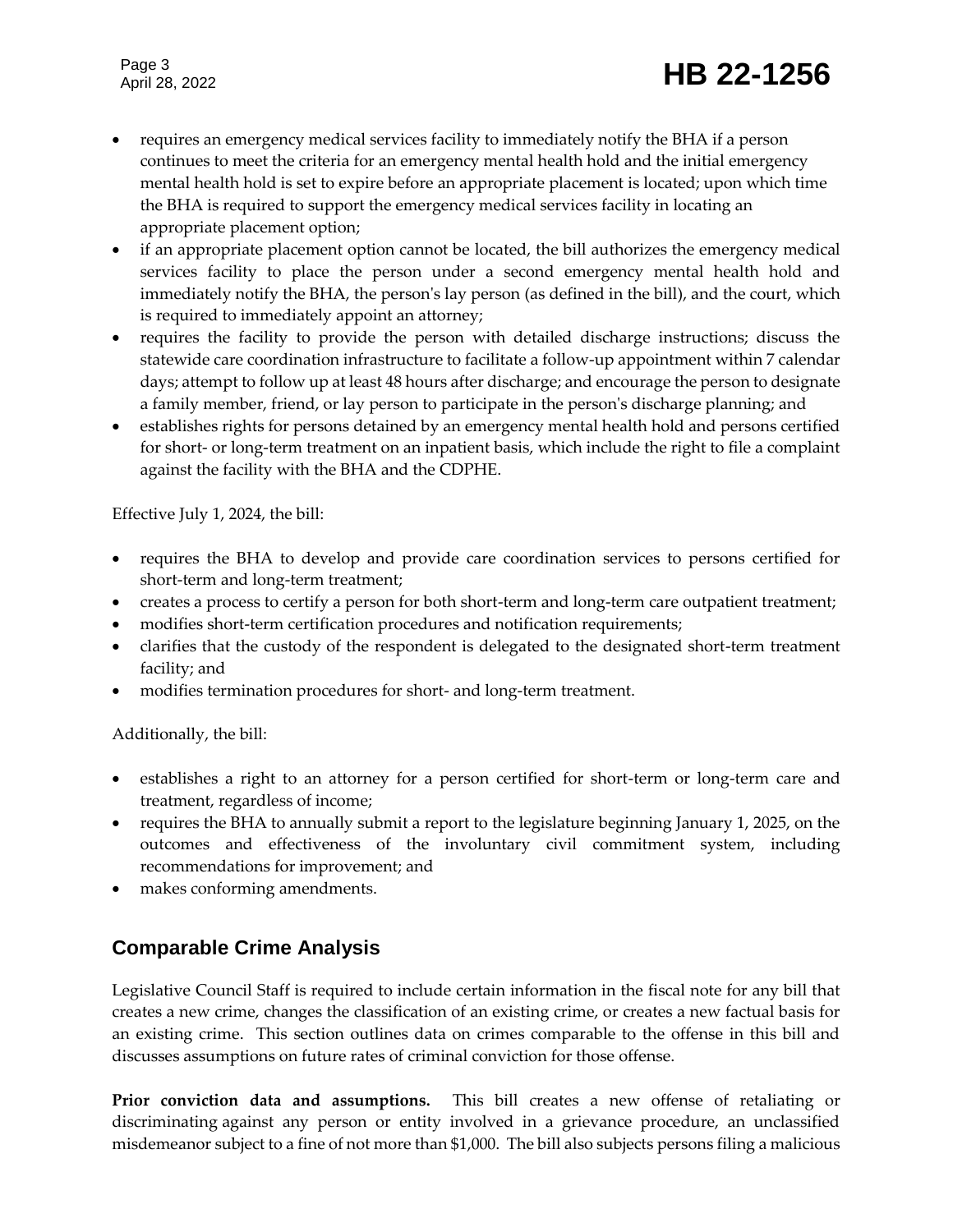- requires an emergency medical services facility to immediately notify the BHA if a person continues to meet the criteria for an emergency mental health hold and the initial emergency mental health hold is set to expire before an appropriate placement is located; upon which time the BHA is required to support the emergency medical services facility in locating an appropriate placement option;
- if an appropriate placement option cannot be located, the bill authorizes the emergency medical services facility to place the person under a second emergency mental health hold and immediately notify the BHA, the person's lay person (as defined in the bill), and the court, which is required to immediately appoint an attorney;
- requires the facility to provide the person with detailed discharge instructions; discuss the statewide care coordination infrastructure to facilitate a follow-up appointment within 7 calendar days; attempt to follow up at least 48 hours after discharge; and encourage the person to designate a family member, friend, or lay person to participate in the person's discharge planning; and
- establishes rights for persons detained by an emergency mental health hold and persons certified for short- or long-term treatment on an inpatient basis, which include the right to file a complaint against the facility with the BHA and the CDPHE.

Effective July 1, 2024, the bill:

- requires the BHA to develop and provide care coordination services to persons certified for short-term and long-term treatment;
- creates a process to certify a person for both short-term and long-term care outpatient treatment;
- modifies short-term certification procedures and notification requirements;
- clarifies that the custody of the respondent is delegated to the designated short-term treatment facility; and
- modifies termination procedures for short- and long-term treatment.

Additionally, the bill:

- establishes a right to an attorney for a person certified for short-term or long-term care and treatment, regardless of income;
- requires the BHA to annually submit a report to the legislature beginning January 1, 2025, on the outcomes and effectiveness of the involuntary civil commitment system, including recommendations for improvement; and
- makes conforming amendments.

## Comparable Crime Analysis

Legislative Council Staff is required to include certain information in the fiscal note for any bill that creates a new crime, changes the classification of an existing crime, or creates a new factual basis for an existing crime. This section outlines data on crimes comparable to the offense in this bill and discusses assumptions on future rates of criminal conviction for those offense.

**Prior conviction data and assumptions.** This bill creates a new offense of retaliating or discriminating against any person or entity involved in a grievance procedure, an unclassified misdemeanor subject to a fine of not more than $1,000. The bill also subjects persons filing a malicious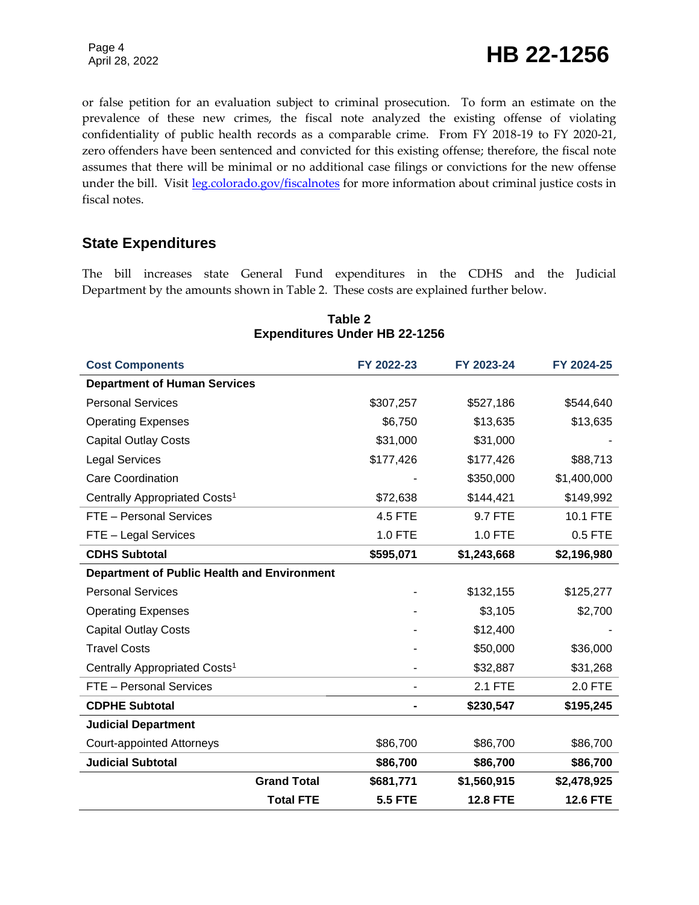or false petition for an evaluation subject to criminal prosecution. To form an estimate on the prevalence of these new crimes, the fiscal note analyzed the existing offense of violating confidentiality of public health records as a comparable crime. From FY 2018-19 to FY 2020-21, zero offenders have been sentenced and convicted for this existing offense; therefore, the fiscal note assumes that there will be minimal or no additional case filings or convictions for the new offense under the bill. Visit [leg.colorado.gov/fiscalnotes](leg.colorado.gov/fiscalnotes) for more information about criminal justice costs in fiscal notes.

## State Expenditures

The bill increases state General Fund expenditures in the CDHS and the Judicial Department by the amounts shown in Table 2. These costs are explained further below.

**Table 2**
**Expenditures Under HB 22-1256**

| Cost Components | FY 2022-23 | FY 2023-24 | FY 2024-25 |
|---|---|---|---|
| **Department of Human Services** | | | |
| Personal Services | $307,257 | $527,186 | $544,640 |
| Operating Expenses | $6,750 | $13,635 | $13,635 |
| Capital Outlay Costs | $31,000 | $31,000 | - |
| Legal Services | $177,426 | $177,426 | $88,713 |
| Care Coordination | - | $350,000 | $1,400,000 |
| Centrally Appropriated Costs[1] | $72,638 | $144,421 | $149,992 |
| FTE – Personal Services | 4.5 FTE | 9.7 FTE | 10.1 FTE |
| FTE – Legal Services | 1.0 FTE | 1.0 FTE | 0.5 FTE |
| **CDHS Subtotal** | **$595,071** | **$1,243,668** | **$2,196,980** |
| **Department of Public Health and Environment** | | | |
| Personal Services | - | $132,155 | $125,277 |
| Operating Expenses | - | $3,105 | $2,700 |
| Capital Outlay Costs | - | $12,400 | - |
| Travel Costs | - | $50,000 | $36,000 |
| Centrally Appropriated Costs[1] | - | $32,887 | $31,268 |
| FTE – Personal Services | - | 2.1 FTE | 2.0 FTE |
| **CDPHE Subtotal** | **-** | **$230,547** | **$195,245** |
| **Judicial Department** | | | |
| Court-appointed Attorneys | $86,700 | $86,700 | $86,700 |
| **Judicial Subtotal** | **$86,700** | **$86,700** | **$86,700** |
| **Grand Total** | **$681,771** | **$1,560,915** | **$2,478,925** |
| **Total FTE** | **5.5 FTE** | **12.8 FTE** | **12.6 FTE** |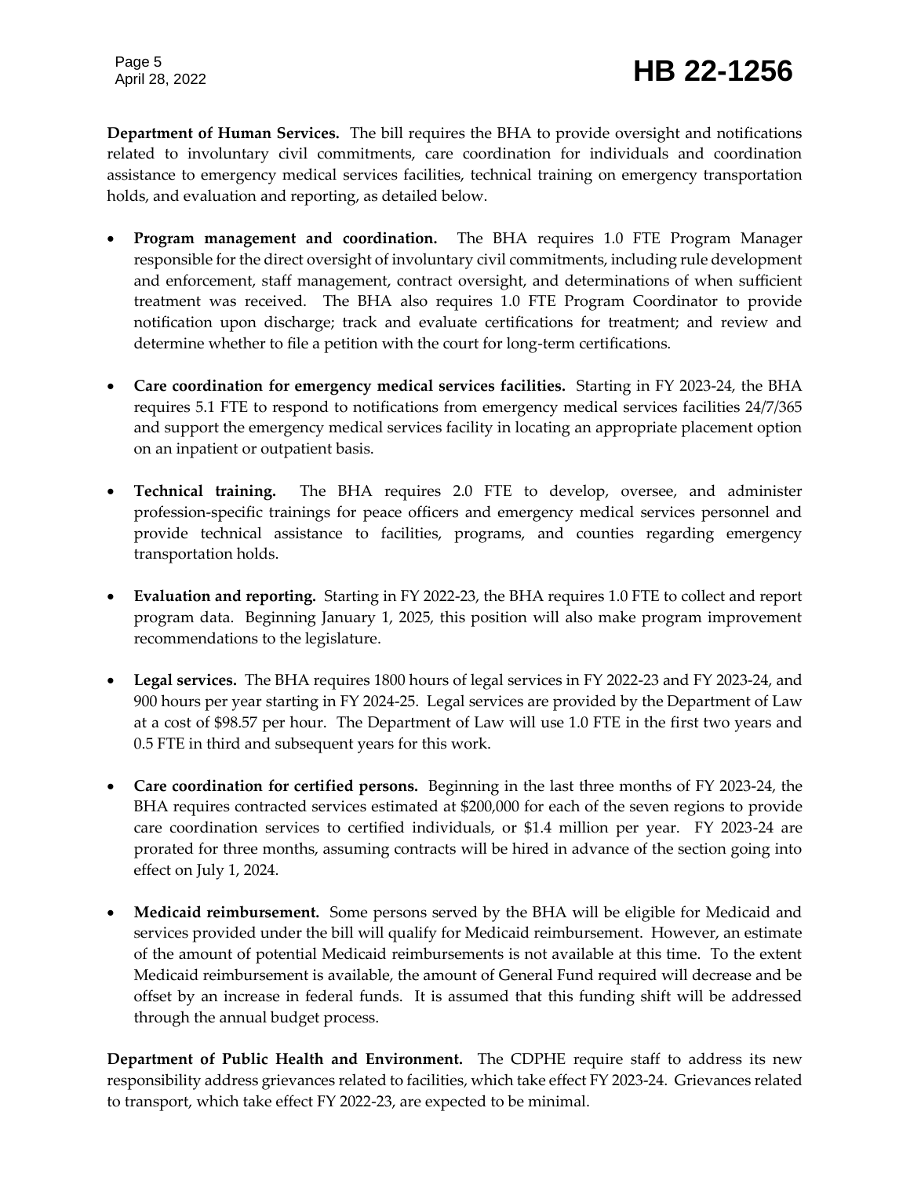**Department of Human Services.** The bill requires the BHA to provide oversight and notifications related to involuntary civil commitments, care coordination for individuals and coordination assistance to emergency medical services facilities, technical training on emergency transportation holds, and evaluation and reporting, as detailed below.

- **Program management and coordination.** The BHA requires 1.0 FTE Program Manager responsible for the direct oversight of involuntary civil commitments, including rule development and enforcement, staff management, contract oversight, and determinations of when sufficient treatment was received. The BHA also requires 1.0 FTE Program Coordinator to provide notification upon discharge; track and evaluate certifications for treatment; and review and determine whether to file a petition with the court for long-term certifications.

- **Care coordination for emergency medical services facilities.** Starting in FY 2023-24, the BHA requires 5.1 FTE to respond to notifications from emergency medical services facilities 24/7/365 and support the emergency medical services facility in locating an appropriate placement option on an inpatient or outpatient basis.

- **Technical training.** The BHA requires 2.0 FTE to develop, oversee, and administer profession-specific trainings for peace officers and emergency medical services personnel and provide technical assistance to facilities, programs, and counties regarding emergency transportation holds.

- **Evaluation and reporting.** Starting in FY 2022-23, the BHA requires 1.0 FTE to collect and report program data. Beginning January 1, 2025, this position will also make program improvement recommendations to the legislature.

- **Legal services.** The BHA requires 1800 hours of legal services in FY 2022-23 and FY 2023-24, and 900 hours per year starting in FY 2024-25. Legal services are provided by the Department of Law at a cost of $98.57 per hour. The Department of Law will use 1.0 FTE in the first two years and 0.5 FTE in third and subsequent years for this work.

- **Care coordination for certified persons.** Beginning in the last three months of FY 2023-24, the BHA requires contracted services estimated at $200,000 for each of the seven regions to provide care coordination services to certified individuals, or $1.4 million per year. FY 2023-24 are prorated for three months, assuming contracts will be hired in advance of the section going into effect on July 1, 2024.

- **Medicaid reimbursement.** Some persons served by the BHA will be eligible for Medicaid and services provided under the bill will qualify for Medicaid reimbursement. However, an estimate of the amount of potential Medicaid reimbursements is not available at this time. To the extent Medicaid reimbursement is available, the amount of General Fund required will decrease and be offset by an increase in federal funds. It is assumed that this funding shift will be addressed through the annual budget process.

**Department of Public Health and Environment.** The CDPHE require staff to address its new responsibility address grievances related to facilities, which take effect FY 2023-24. Grievances related to transport, which take effect FY 2022-23, are expected to be minimal.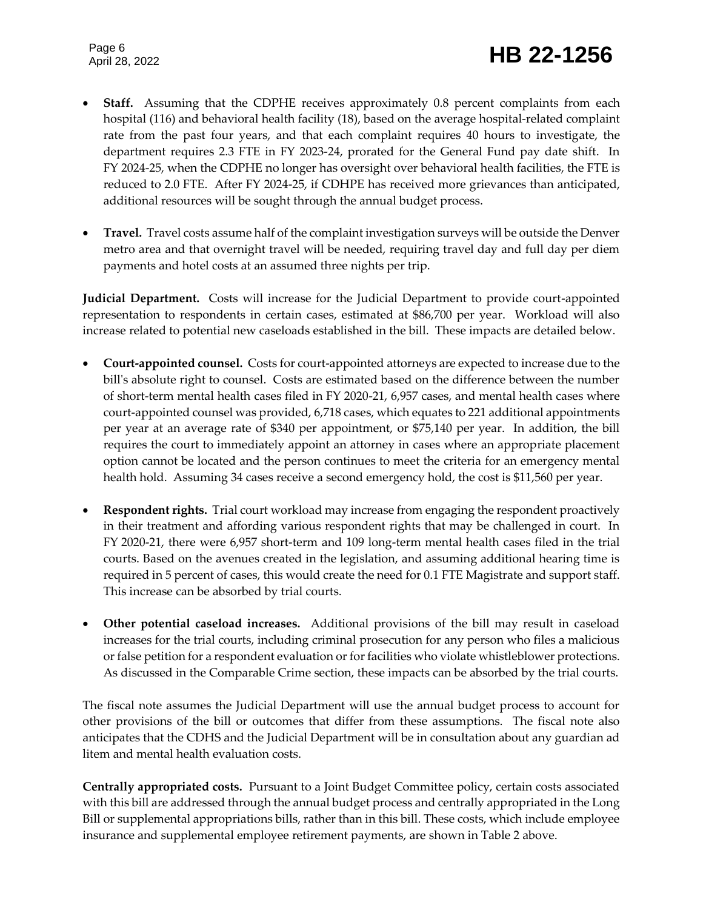- **Staff.** Assuming that the CDPHE receives approximately 0.8 percent complaints from each hospital (116) and behavioral health facility (18), based on the average hospital-related complaint rate from the past four years, and that each complaint requires 40 hours to investigate, the department requires 2.3 FTE in FY 2023-24, prorated for the General Fund pay date shift. In FY 2024-25, when the CDPHE no longer has oversight over behavioral health facilities, the FTE is reduced to 2.0 FTE. After FY 2024-25, if CDHPE has received more grievances than anticipated, additional resources will be sought through the annual budget process.

- **Travel.** Travel costs assume half of the complaint investigation surveys will be outside the Denver metro area and that overnight travel will be needed, requiring travel day and full day per diem payments and hotel costs at an assumed three nights per trip.

**Judicial Department.** Costs will increase for the Judicial Department to provide court-appointed representation to respondents in certain cases, estimated at $86,700 per year. Workload will also increase related to potential new caseloads established in the bill. These impacts are detailed below.

- **Court-appointed counsel.** Costs for court-appointed attorneys are expected to increase due to the bill's absolute right to counsel. Costs are estimated based on the difference between the number of short-term mental health cases filed in FY 2020-21, 6,957 cases, and mental health cases where court-appointed counsel was provided, 6,718 cases, which equates to 221 additional appointments per year at an average rate of $340 per appointment, or $75,140 per year. In addition, the bill requires the court to immediately appoint an attorney in cases where an appropriate placement option cannot be located and the person continues to meet the criteria for an emergency mental health hold. Assuming 34 cases receive a second emergency hold, the cost is $11,560 per year.

- **Respondent rights.** Trial court workload may increase from engaging the respondent proactively in their treatment and affording various respondent rights that may be challenged in court. In FY 2020-21, there were 6,957 short-term and 109 long-term mental health cases filed in the trial courts. Based on the avenues created in the legislation, and assuming additional hearing time is required in 5 percent of cases, this would create the need for 0.1 FTE Magistrate and support staff. This increase can be absorbed by trial courts.

- **Other potential caseload increases.** Additional provisions of the bill may result in caseload increases for the trial courts, including criminal prosecution for any person who files a malicious or false petition for a respondent evaluation or for facilities who violate whistleblower protections. As discussed in the Comparable Crime section, these impacts can be absorbed by the trial courts.

The fiscal note assumes the Judicial Department will use the annual budget process to account for other provisions of the bill or outcomes that differ from these assumptions. The fiscal note also anticipates that the CDHS and the Judicial Department will be in consultation about any guardian ad litem and mental health evaluation costs.

**Centrally appropriated costs.** Pursuant to a Joint Budget Committee policy, certain costs associated with this bill are addressed through the annual budget process and centrally appropriated in the Long Bill or supplemental appropriations bills, rather than in this bill. These costs, which include employee insurance and supplemental employee retirement payments, are shown in Table 2 above.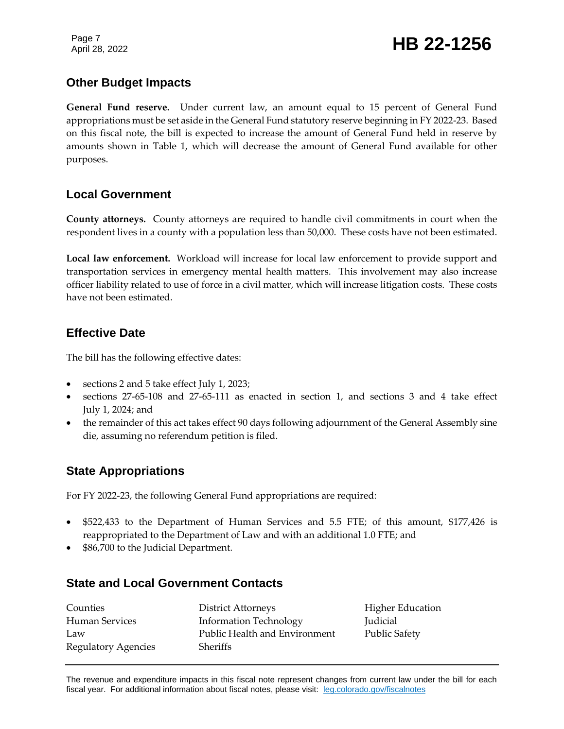## Other Budget Impacts

**General Fund reserve.** Under current law, an amount equal to 15 percent of General Fund appropriations must be set aside in the General Fund statutory reserve beginning in FY 2022-23. Based on this fiscal note, the bill is expected to increase the amount of General Fund held in reserve by amounts shown in Table 1, which will decrease the amount of General Fund available for other purposes.

## Local Government

**County attorneys.** County attorneys are required to handle civil commitments in court when the respondent lives in a county with a population less than 50,000. These costs have not been estimated.

**Local law enforcement.** Workload will increase for local law enforcement to provide support and transportation services in emergency mental health matters. This involvement may also increase officer liability related to use of force in a civil matter, which will increase litigation costs. These costs have not been estimated.

## Effective Date

The bill has the following effective dates:

- sections 2 and 5 take effect July 1, 2023;
- sections 27-65-108 and 27-65-111 as enacted in section 1, and sections 3 and 4 take effect July 1, 2024; and
- the remainder of this act takes effect 90 days following adjournment of the General Assembly sine die, assuming no referendum petition is filed.

## State Appropriations

For FY 2022-23, the following General Fund appropriations are required:

- $522,433 to the Department of Human Services and 5.5 FTE; of this amount, $177,426 is reappropriated to the Department of Law and with an additional 1.0 FTE; and
- $86,700 to the Judicial Department.

## State and Local Government Contacts

| | | |
|---|---|---|
| Counties | District Attorneys | Higher Education |
| Human Services | Information Technology | Judicial |
| Law | Public Health and Environment | Public Safety |
| Regulatory Agencies | Sheriffs | |

The revenue and expenditure impacts in this fiscal note represent changes from current law under the bill for each fiscal year. For additional information about fiscal notes, please visit: leg.colorado.gov/fiscalnotes